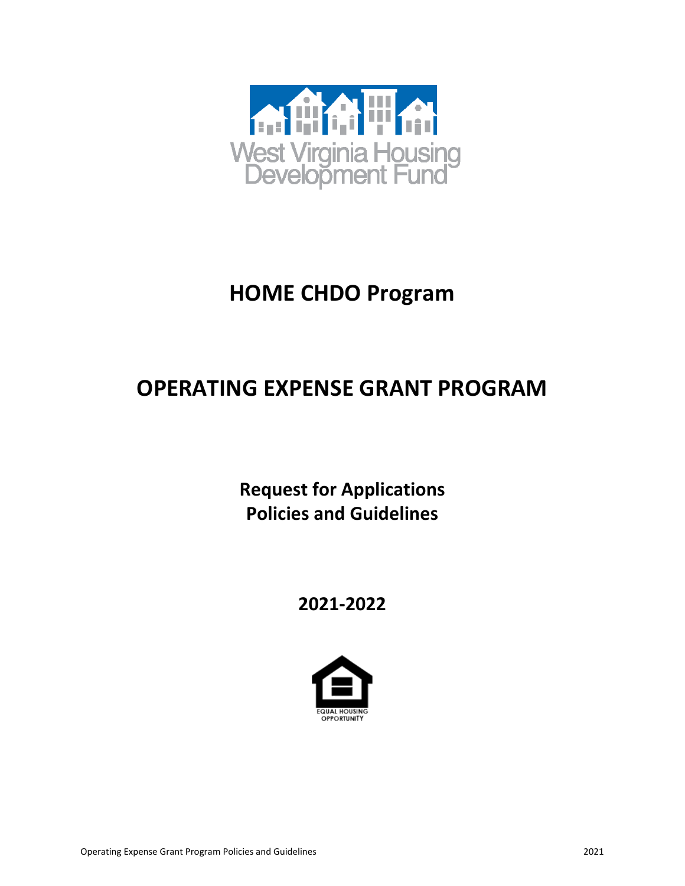West Virginia Housing Development Fund

# HOME CHDO Program

# OPERATING EXPENSE GRANT PROGRAM

## Request for Applications
## Policies and Guidelines

## 2021-2022

EQUAL HOUSING OPPORTUNITY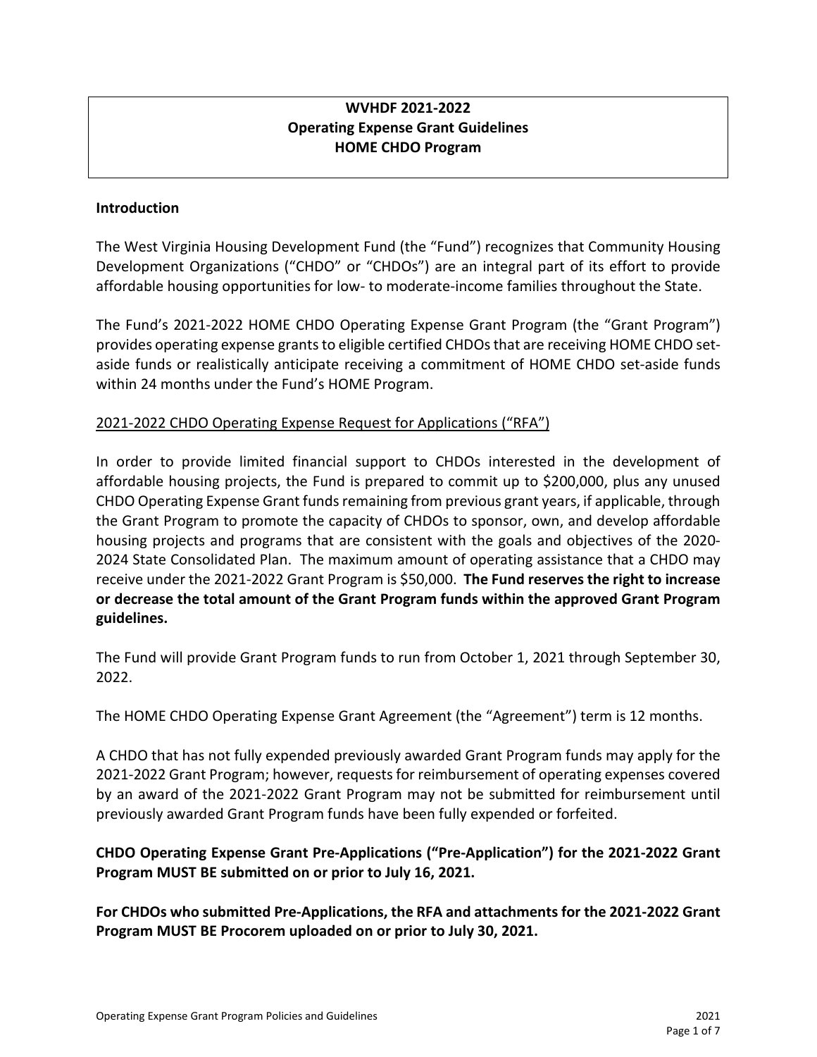**WVHDF 2021-2022**
**Operating Expense Grant Guidelines**
**HOME CHDO Program**

## Introduction

The West Virginia Housing Development Fund (the "Fund") recognizes that Community Housing Development Organizations ("CHDO" or "CHDOs") are an integral part of its effort to provide affordable housing opportunities for low- to moderate-income families throughout the State.

The Fund's 2021-2022 HOME CHDO Operating Expense Grant Program (the "Grant Program") provides operating expense grants to eligible certified CHDOs that are receiving HOME CHDO set-aside funds or realistically anticipate receiving a commitment of HOME CHDO set-aside funds within 24 months under the Fund's HOME Program.

<u>2021-2022 CHDO Operating Expense Request for Applications ("RFA")</u>

In order to provide limited financial support to CHDOs interested in the development of affordable housing projects, the Fund is prepared to commit up to $200,000, plus any unused CHDO Operating Expense Grant funds remaining from previous grant years, if applicable, through the Grant Program to promote the capacity of CHDOs to sponsor, own, and develop affordable housing projects and programs that are consistent with the goals and objectives of the 2020-2024 State Consolidated Plan. The maximum amount of operating assistance that a CHDO may receive under the 2021-2022 Grant Program is $50,000. **The Fund reserves the right to increase or decrease the total amount of the Grant Program funds within the approved Grant Program guidelines.**

The Fund will provide Grant Program funds to run from October 1, 2021 through September 30, 2022.

The HOME CHDO Operating Expense Grant Agreement (the "Agreement") term is 12 months.

A CHDO that has not fully expended previously awarded Grant Program funds may apply for the 2021-2022 Grant Program; however, requests for reimbursement of operating expenses covered by an award of the 2021-2022 Grant Program may not be submitted for reimbursement until previously awarded Grant Program funds have been fully expended or forfeited.

**CHDO Operating Expense Grant Pre-Applications ("Pre-Application") for the 2021-2022 Grant Program MUST BE submitted on or prior to July 16, 2021.**

**For CHDOs who submitted Pre-Applications, the RFA and attachments for the 2021-2022 Grant Program MUST BE Procorem uploaded on or prior to July 30, 2021.**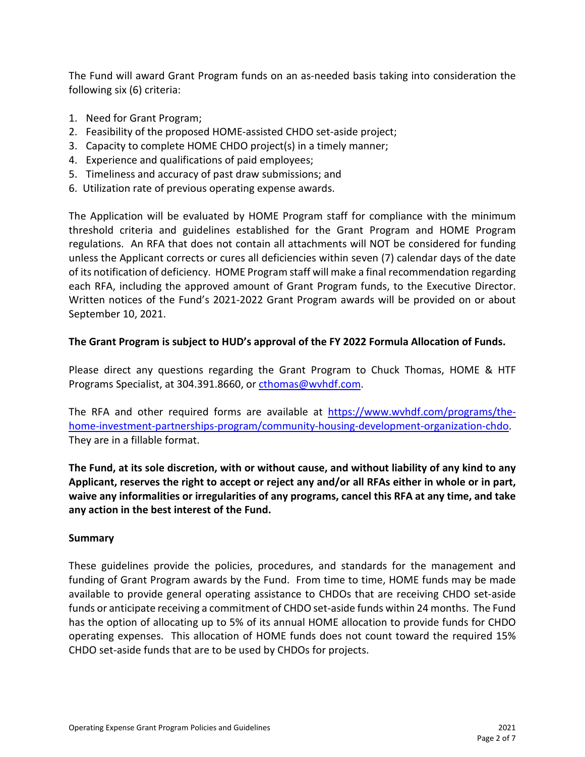The Fund will award Grant Program funds on an as-needed basis taking into consideration the following six (6) criteria:

1. Need for Grant Program;
2. Feasibility of the proposed HOME-assisted CHDO set-aside project;
3. Capacity to complete HOME CHDO project(s) in a timely manner;
4. Experience and qualifications of paid employees;
5. Timeliness and accuracy of past draw submissions; and
6. Utilization rate of previous operating expense awards.

The Application will be evaluated by HOME Program staff for compliance with the minimum threshold criteria and guidelines established for the Grant Program and HOME Program regulations. An RFA that does not contain all attachments will NOT be considered for funding unless the Applicant corrects or cures all deficiencies within seven (7) calendar days of the date of its notification of deficiency. HOME Program staff will make a final recommendation regarding each RFA, including the approved amount of Grant Program funds, to the Executive Director. Written notices of the Fund's 2021-2022 Grant Program awards will be provided on or about September 10, 2021.

**The Grant Program is subject to HUD's approval of the FY 2022 Formula Allocation of Funds.**

Please direct any questions regarding the Grant Program to Chuck Thomas, HOME & HTF Programs Specialist, at 304.391.8660, or [cthomas@wvhdf.com](mailto:cthomas@wvhdf.com).

The RFA and other required forms are available at [https://www.wvhdf.com/programs/the-home-investment-partnerships-program/community-housing-development-organization-chdo](https://www.wvhdf.com/programs/the-home-investment-partnerships-program/community-housing-development-organization-chdo). They are in a fillable format.

**The Fund, at its sole discretion, with or without cause, and without liability of any kind to any Applicant, reserves the right to accept or reject any and/or all RFAs either in whole or in part, waive any informalities or irregularities of any programs, cancel this RFA at any time, and take any action in the best interest of the Fund.**

**Summary**

These guidelines provide the policies, procedures, and standards for the management and funding of Grant Program awards by the Fund. From time to time, HOME funds may be made available to provide general operating assistance to CHDOs that are receiving CHDO set-aside funds or anticipate receiving a commitment of CHDO set-aside funds within 24 months. The Fund has the option of allocating up to 5% of its annual HOME allocation to provide funds for CHDO operating expenses. This allocation of HOME funds does not count toward the required 15% CHDO set-aside funds that are to be used by CHDOs for projects.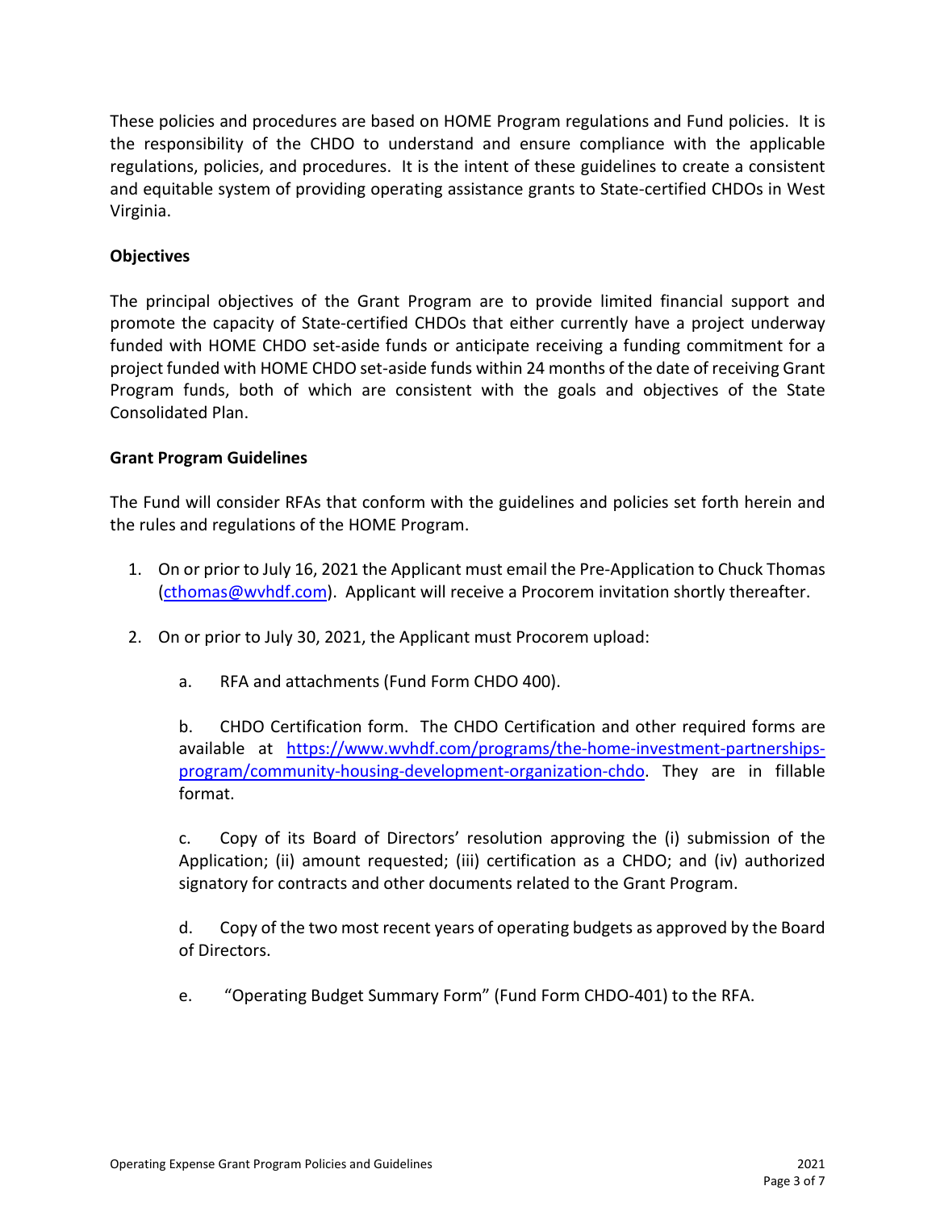These policies and procedures are based on HOME Program regulations and Fund policies. It is the responsibility of the CHDO to understand and ensure compliance with the applicable regulations, policies, and procedures. It is the intent of these guidelines to create a consistent and equitable system of providing operating assistance grants to State-certified CHDOs in West Virginia.

**Objectives**

The principal objectives of the Grant Program are to provide limited financial support and promote the capacity of State-certified CHDOs that either currently have a project underway funded with HOME CHDO set-aside funds or anticipate receiving a funding commitment for a project funded with HOME CHDO set-aside funds within 24 months of the date of receiving Grant Program funds, both of which are consistent with the goals and objectives of the State Consolidated Plan.

**Grant Program Guidelines**

The Fund will consider RFAs that conform with the guidelines and policies set forth herein and the rules and regulations of the HOME Program.

1. On or prior to July 16, 2021 the Applicant must email the Pre-Application to Chuck Thomas (cthomas@wvhdf.com). Applicant will receive a Procorem invitation shortly thereafter.

2. On or prior to July 30, 2021, the Applicant must Procorem upload:

   a. RFA and attachments (Fund Form CHDO 400).

   b. CHDO Certification form. The CHDO Certification and other required forms are available at https://www.wvhdf.com/programs/the-home-investment-partnerships-program/community-housing-development-organization-chdo. They are in fillable format.

   c. Copy of its Board of Directors' resolution approving the (i) submission of the Application; (ii) amount requested; (iii) certification as a CHDO; and (iv) authorized signatory for contracts and other documents related to the Grant Program.

   d. Copy of the two most recent years of operating budgets as approved by the Board of Directors.

   e. "Operating Budget Summary Form" (Fund Form CHDO-401) to the RFA.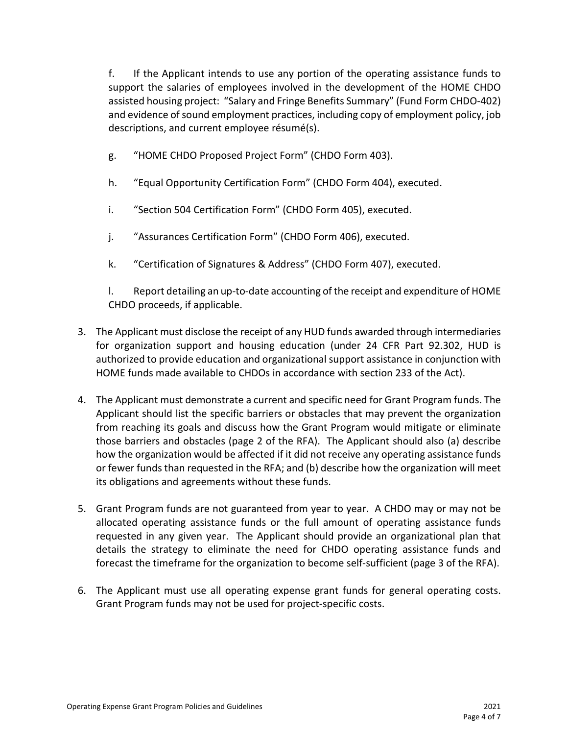f. If the Applicant intends to use any portion of the operating assistance funds to support the salaries of employees involved in the development of the HOME CHDO assisted housing project: "Salary and Fringe Benefits Summary" (Fund Form CHDO-402) and evidence of sound employment practices, including copy of employment policy, job descriptions, and current employee résumé(s).

g. "HOME CHDO Proposed Project Form" (CHDO Form 403).

h. "Equal Opportunity Certification Form" (CHDO Form 404), executed.

i. "Section 504 Certification Form" (CHDO Form 405), executed.

j. "Assurances Certification Form" (CHDO Form 406), executed.

k. "Certification of Signatures & Address" (CHDO Form 407), executed.

l. Report detailing an up-to-date accounting of the receipt and expenditure of HOME CHDO proceeds, if applicable.

3. The Applicant must disclose the receipt of any HUD funds awarded through intermediaries for organization support and housing education (under 24 CFR Part 92.302, HUD is authorized to provide education and organizational support assistance in conjunction with HOME funds made available to CHDOs in accordance with section 233 of the Act).

4. The Applicant must demonstrate a current and specific need for Grant Program funds. The Applicant should list the specific barriers or obstacles that may prevent the organization from reaching its goals and discuss how the Grant Program would mitigate or eliminate those barriers and obstacles (page 2 of the RFA). The Applicant should also (a) describe how the organization would be affected if it did not receive any operating assistance funds or fewer funds than requested in the RFA; and (b) describe how the organization will meet its obligations and agreements without these funds.

5. Grant Program funds are not guaranteed from year to year. A CHDO may or may not be allocated operating assistance funds or the full amount of operating assistance funds requested in any given year. The Applicant should provide an organizational plan that details the strategy to eliminate the need for CHDO operating assistance funds and forecast the timeframe for the organization to become self-sufficient (page 3 of the RFA).

6. The Applicant must use all operating expense grant funds for general operating costs. Grant Program funds may not be used for project-specific costs.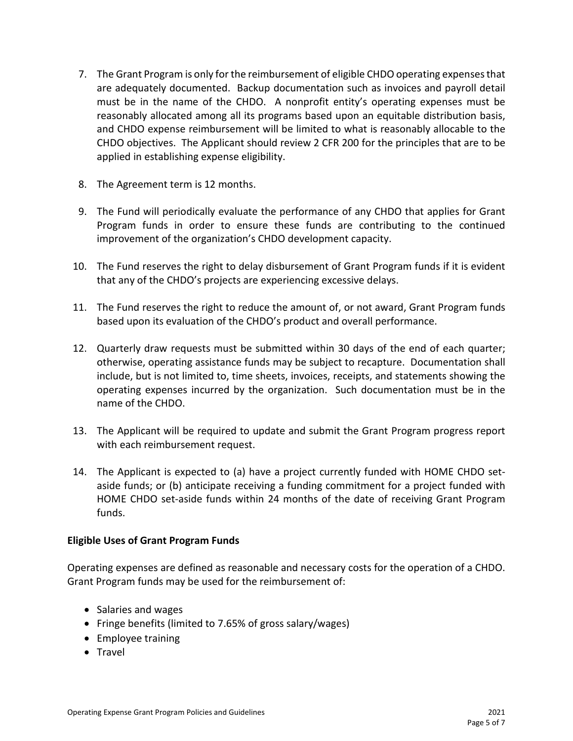7. The Grant Program is only for the reimbursement of eligible CHDO operating expenses that are adequately documented. Backup documentation such as invoices and payroll detail must be in the name of the CHDO. A nonprofit entity's operating expenses must be reasonably allocated among all its programs based upon an equitable distribution basis, and CHDO expense reimbursement will be limited to what is reasonably allocable to the CHDO objectives. The Applicant should review 2 CFR 200 for the principles that are to be applied in establishing expense eligibility.

8. The Agreement term is 12 months.

9. The Fund will periodically evaluate the performance of any CHDO that applies for Grant Program funds in order to ensure these funds are contributing to the continued improvement of the organization's CHDO development capacity.

10. The Fund reserves the right to delay disbursement of Grant Program funds if it is evident that any of the CHDO's projects are experiencing excessive delays.

11. The Fund reserves the right to reduce the amount of, or not award, Grant Program funds based upon its evaluation of the CHDO's product and overall performance.

12. Quarterly draw requests must be submitted within 30 days of the end of each quarter; otherwise, operating assistance funds may be subject to recapture. Documentation shall include, but is not limited to, time sheets, invoices, receipts, and statements showing the operating expenses incurred by the organization. Such documentation must be in the name of the CHDO.

13. The Applicant will be required to update and submit the Grant Program progress report with each reimbursement request.

14. The Applicant is expected to (a) have a project currently funded with HOME CHDO set-aside funds; or (b) anticipate receiving a funding commitment for a project funded with HOME CHDO set-aside funds within 24 months of the date of receiving Grant Program funds.

**Eligible Uses of Grant Program Funds**

Operating expenses are defined as reasonable and necessary costs for the operation of a CHDO. Grant Program funds may be used for the reimbursement of:

- Salaries and wages
- Fringe benefits (limited to 7.65% of gross salary/wages)
- Employee training
- Travel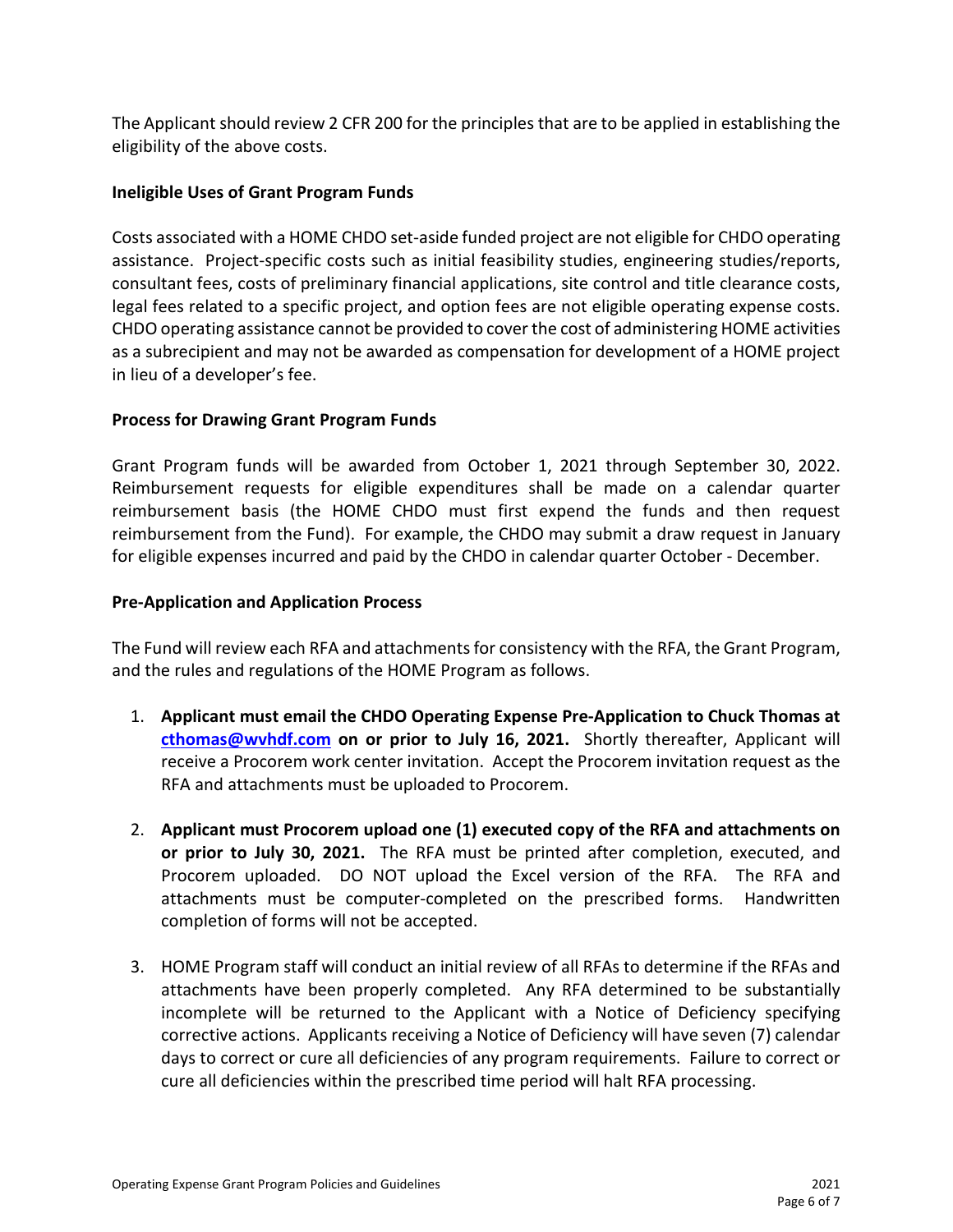The Applicant should review 2 CFR 200 for the principles that are to be applied in establishing the eligibility of the above costs.

**Ineligible Uses of Grant Program Funds**

Costs associated with a HOME CHDO set-aside funded project are not eligible for CHDO operating assistance. Project-specific costs such as initial feasibility studies, engineering studies/reports, consultant fees, costs of preliminary financial applications, site control and title clearance costs, legal fees related to a specific project, and option fees are not eligible operating expense costs. CHDO operating assistance cannot be provided to cover the cost of administering HOME activities as a subrecipient and may not be awarded as compensation for development of a HOME project in lieu of a developer's fee.

**Process for Drawing Grant Program Funds**

Grant Program funds will be awarded from October 1, 2021 through September 30, 2022. Reimbursement requests for eligible expenditures shall be made on a calendar quarter reimbursement basis (the HOME CHDO must first expend the funds and then request reimbursement from the Fund). For example, the CHDO may submit a draw request in January for eligible expenses incurred and paid by the CHDO in calendar quarter October - December.

**Pre-Application and Application Process**

The Fund will review each RFA and attachments for consistency with the RFA, the Grant Program, and the rules and regulations of the HOME Program as follows.

1. **Applicant must email the CHDO Operating Expense Pre-Application to Chuck Thomas at [cthomas@wvhdf.com](mailto:cthomas@wvhdf.com) on or prior to July 16, 2021.** Shortly thereafter, Applicant will receive a Procorem work center invitation. Accept the Procorem invitation request as the RFA and attachments must be uploaded to Procorem.

2. **Applicant must Procorem upload one (1) executed copy of the RFA and attachments on or prior to July 30, 2021.** The RFA must be printed after completion, executed, and Procorem uploaded. DO NOT upload the Excel version of the RFA. The RFA and attachments must be computer-completed on the prescribed forms. Handwritten completion of forms will not be accepted.

3. HOME Program staff will conduct an initial review of all RFAs to determine if the RFAs and attachments have been properly completed. Any RFA determined to be substantially incomplete will be returned to the Applicant with a Notice of Deficiency specifying corrective actions. Applicants receiving a Notice of Deficiency will have seven (7) calendar days to correct or cure all deficiencies of any program requirements. Failure to correct or cure all deficiencies within the prescribed time period will halt RFA processing.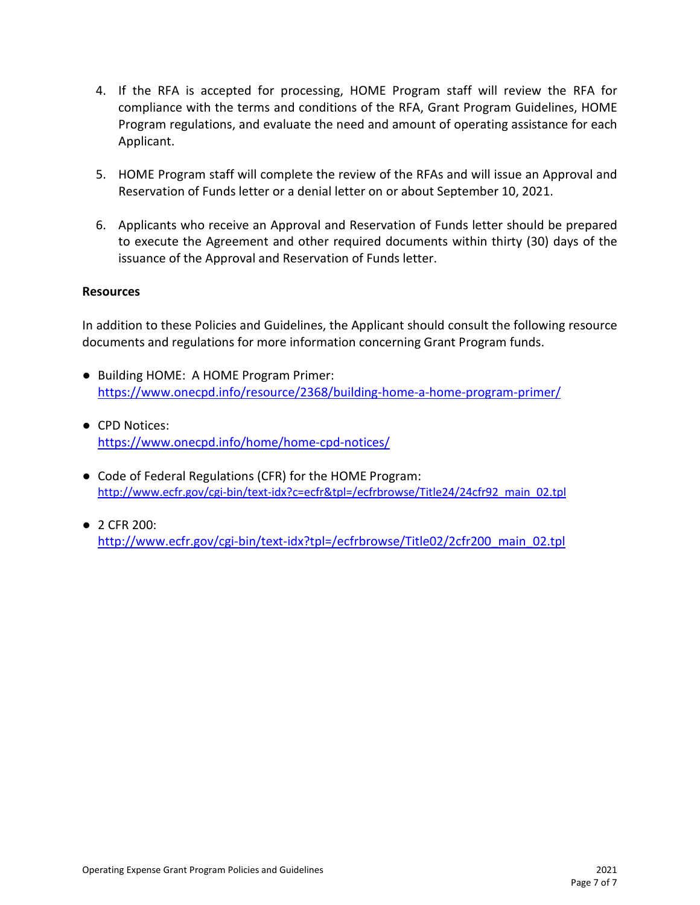4. If the RFA is accepted for processing, HOME Program staff will review the RFA for compliance with the terms and conditions of the RFA, Grant Program Guidelines, HOME Program regulations, and evaluate the need and amount of operating assistance for each Applicant.

5. HOME Program staff will complete the review of the RFAs and will issue an Approval and Reservation of Funds letter or a denial letter on or about September 10, 2021.

6. Applicants who receive an Approval and Reservation of Funds letter should be prepared to execute the Agreement and other required documents within thirty (30) days of the issuance of the Approval and Reservation of Funds letter.

**Resources**

In addition to these Policies and Guidelines, the Applicant should consult the following resource documents and regulations for more information concerning Grant Program funds.

- Building HOME: A HOME Program Primer: https://www.onecpd.info/resource/2368/building-home-a-home-program-primer/

- CPD Notices: https://www.onecpd.info/home/home-cpd-notices/

- Code of Federal Regulations (CFR) for the HOME Program: http://www.ecfr.gov/cgi-bin/text-idx?c=ecfr&tpl=/ecfrbrowse/Title24/24cfr92_main_02.tpl

- 2 CFR 200: http://www.ecfr.gov/cgi-bin/text-idx?tpl=/ecfrbrowse/Title02/2cfr200_main_02.tpl